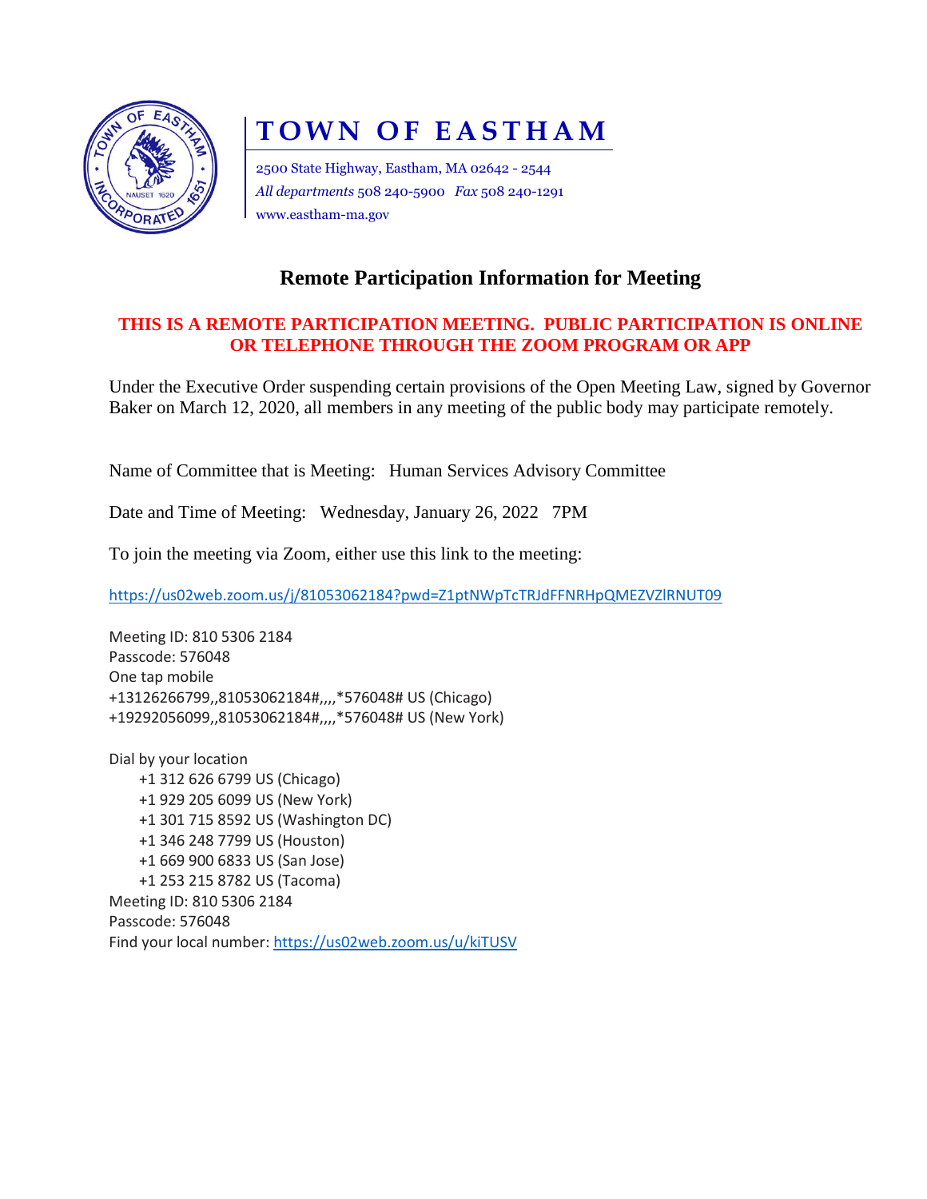# TOWN OF EASTHAM

2500 State Highway, Eastham, MA 02642 - 2544
*All departments* 508 240-5900 *Fax* 508 240-1291
www.eastham-ma.gov

## Remote Participation Information for Meeting

**THIS IS A REMOTE PARTICIPATION MEETING. PUBLIC PARTICIPATION IS ONLINE OR TELEPHONE THROUGH THE ZOOM PROGRAM OR APP**

Under the Executive Order suspending certain provisions of the Open Meeting Law, signed by Governor Baker on March 12, 2020, all members in any meeting of the public body may participate remotely.

Name of Committee that is Meeting: Human Services Advisory Committee

Date and Time of Meeting: Wednesday, January 26, 2022 7PM

To join the meeting via Zoom, either use this link to the meeting:

https://us02web.zoom.us/j/81053062184?pwd=Z1ptNWpTcTRJdFFNRHpQMEZVZlRNUT09

Meeting ID: 810 5306 2184
Passcode: 576048
One tap mobile
+13126266799,,81053062184#,,,,*576048# US (Chicago)
+19292056099,,81053062184#,,,,*576048# US (New York)

Dial by your location
+1 312 626 6799 US (Chicago)
+1 929 205 6099 US (New York)
+1 301 715 8592 US (Washington DC)
+1 346 248 7799 US (Houston)
+1 669 900 6833 US (San Jose)
+1 253 215 8782 US (Tacoma)
Meeting ID: 810 5306 2184
Passcode: 576048
Find your local number: https://us02web.zoom.us/u/kiTUSV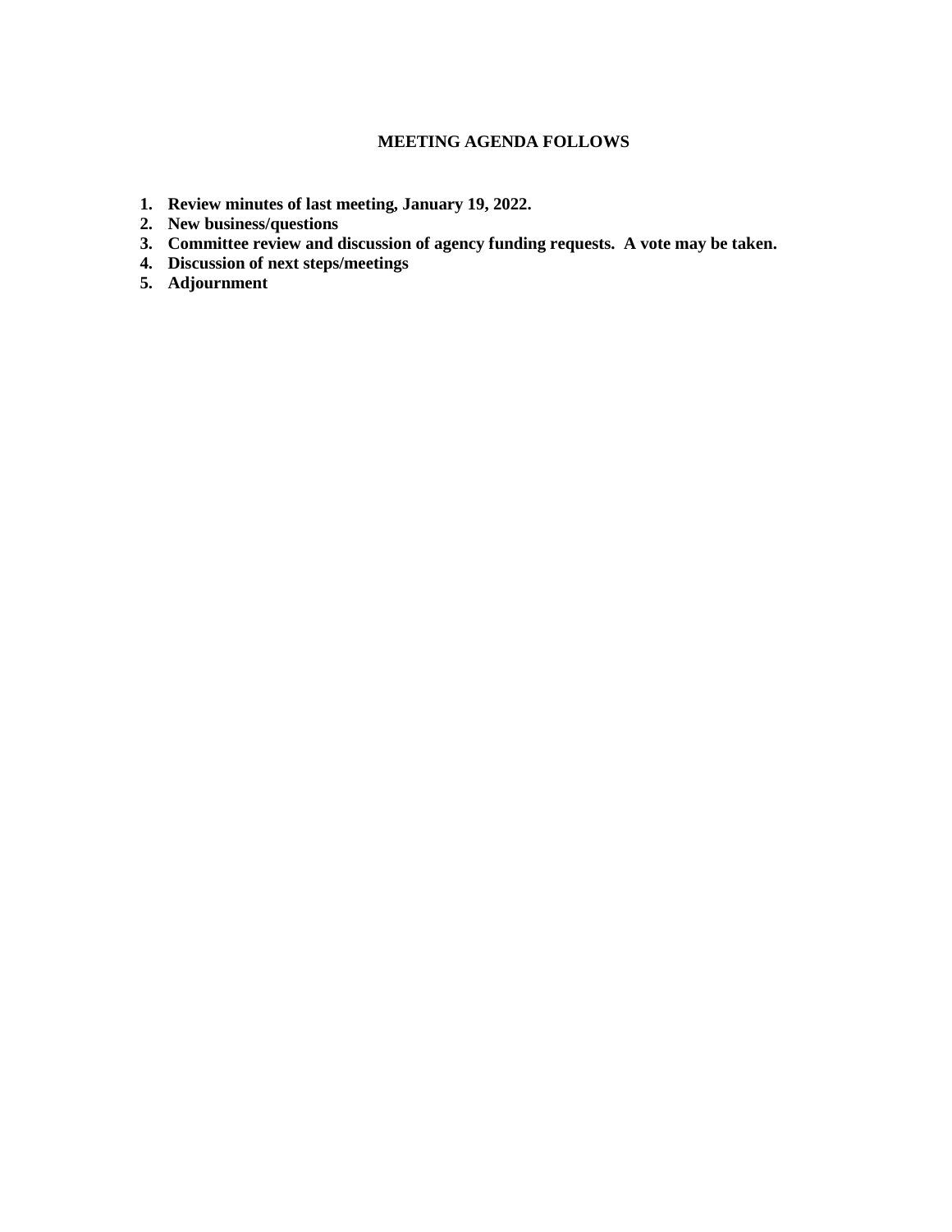**MEETING AGENDA FOLLOWS**

1. **Review minutes of last meeting, January 19, 2022.**
2. **New business/questions**
3. **Committee review and discussion of agency funding requests.  A vote may be taken.**
4. **Discussion of next steps/meetings**
5. **Adjournment**